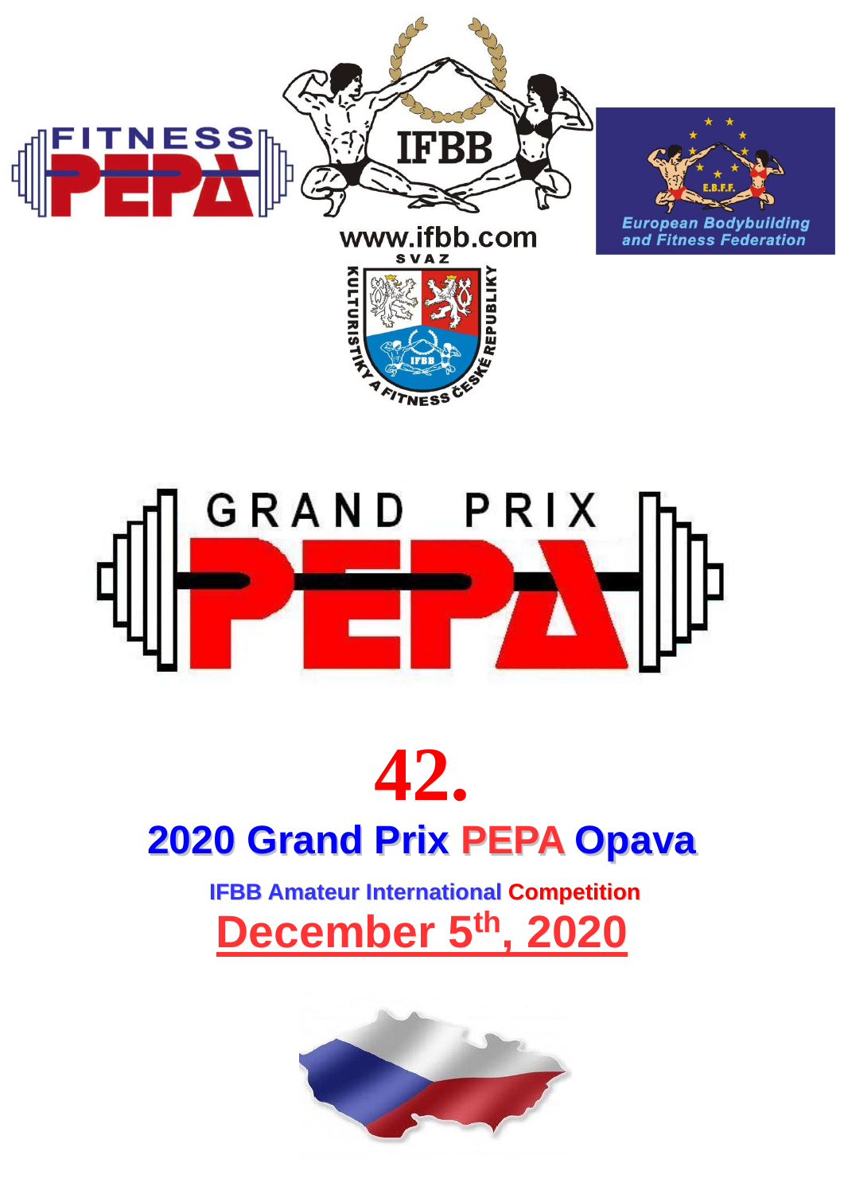# 42.

## 2020 Grand Prix PEPA Opava

**IFBB Amateur International Competition**

**December 5th, 2020**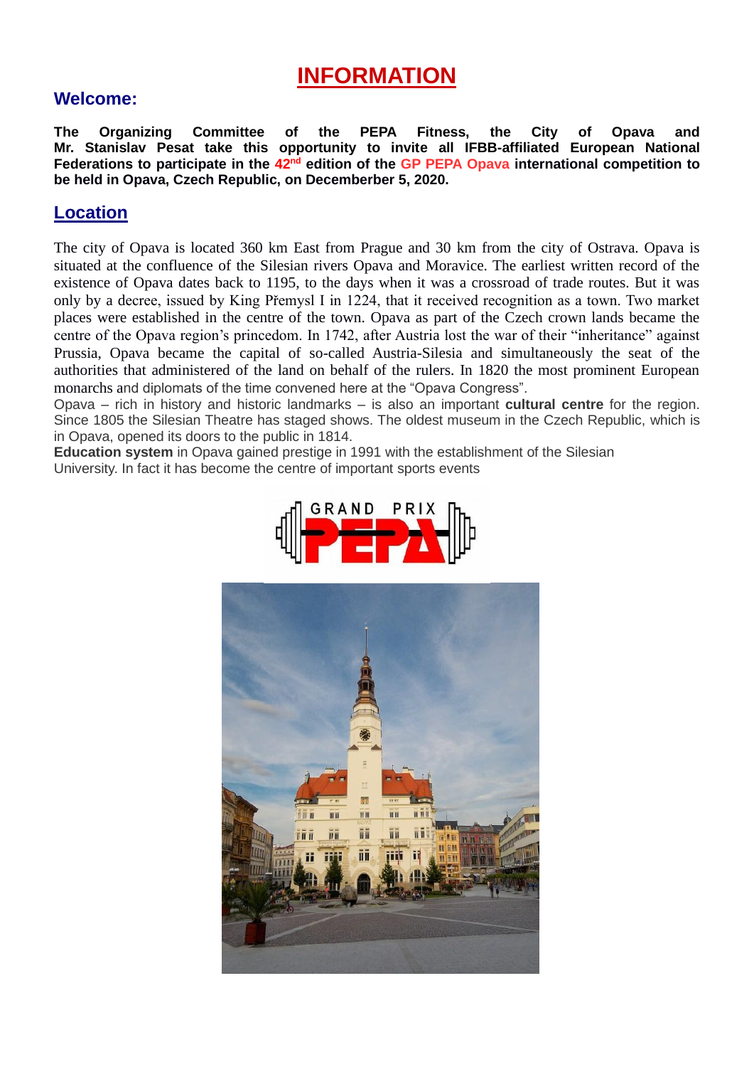# INFORMATION

## Welcome:

**The Organizing Committee of the PEPA Fitness, the City of Opava and Mr. Stanislav Pesat take this opportunity to invite all IFBB-affiliated European National Federations to participate in the 42nd edition of the GP PEPA Opava international competition to be held in Opava, Czech Republic, on Decemberber 5, 2020.**

## Location

The city of Opava is located 360 km East from Prague and 30 km from the city of Ostrava. Opava is situated at the confluence of the Silesian rivers Opava and Moravice. The earliest written record of the existence of Opava dates back to 1195, to the days when it was a crossroad of trade routes. But it was only by a decree, issued by King Přemysl I in 1224, that it received recognition as a town. Two market places were established in the centre of the town. Opava as part of the Czech crown lands became the centre of the Opava region's princedom. In 1742, after Austria lost the war of their "inheritance" against Prussia, Opava became the capital of so-called Austria-Silesia and simultaneously the seat of the authorities that administered of the land on behalf of the rulers. In 1820 the most prominent European monarchs and diplomats of the time convened here at the "Opava Congress".

Opava – rich in history and historic landmarks – is also an important **cultural centre** for the region. Since 1805 the Silesian Theatre has staged shows. The oldest museum in the Czech Republic, which is in Opava, opened its doors to the public in 1814.

**Education system** in Opava gained prestige in 1991 with the establishment of the Silesian University. In fact it has become the centre of important sports events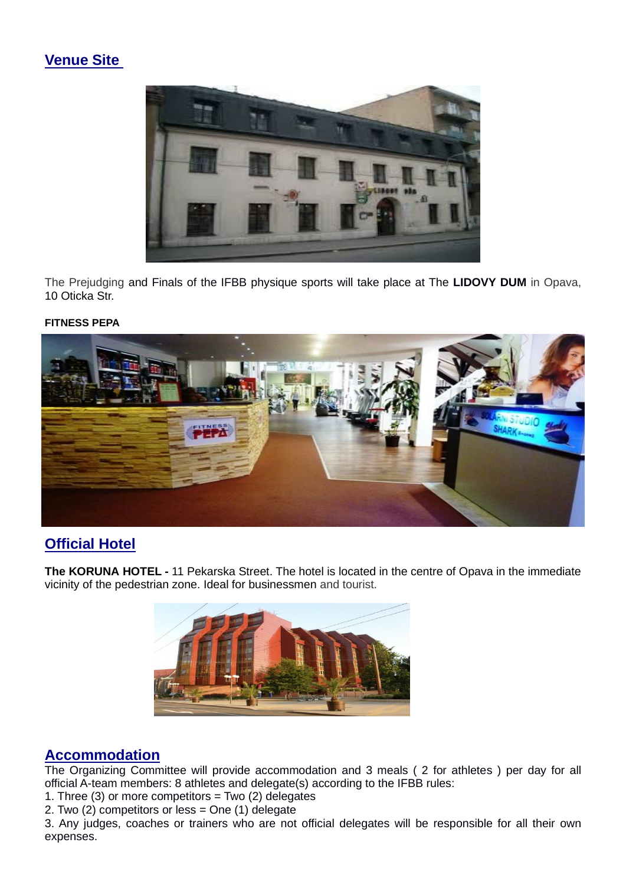## Venue Site

The Prejudging and Finals of the IFBB physique sports will take place at The **LIDOVY DUM** in Opava, 10 Oticka Str.

**FITNESS PEPA**

## Official Hotel

**The KORUNA HOTEL -** 11 Pekarska Street. The hotel is located in the centre of Opava in the immediate vicinity of the pedestrian zone. Ideal for businessmen and tourist.

## Accommodation

The Organizing Committee will provide accommodation and 3 meals ( 2 for athletes ) per day for all official A-team members: 8 athletes and delegate(s) according to the IFBB rules:

1. Three (3) or more competitors = Two (2) delegates
2. Two (2) competitors or less = One (1) delegate
3. Any judges, coaches or trainers who are not official delegates will be responsible for all their own expenses.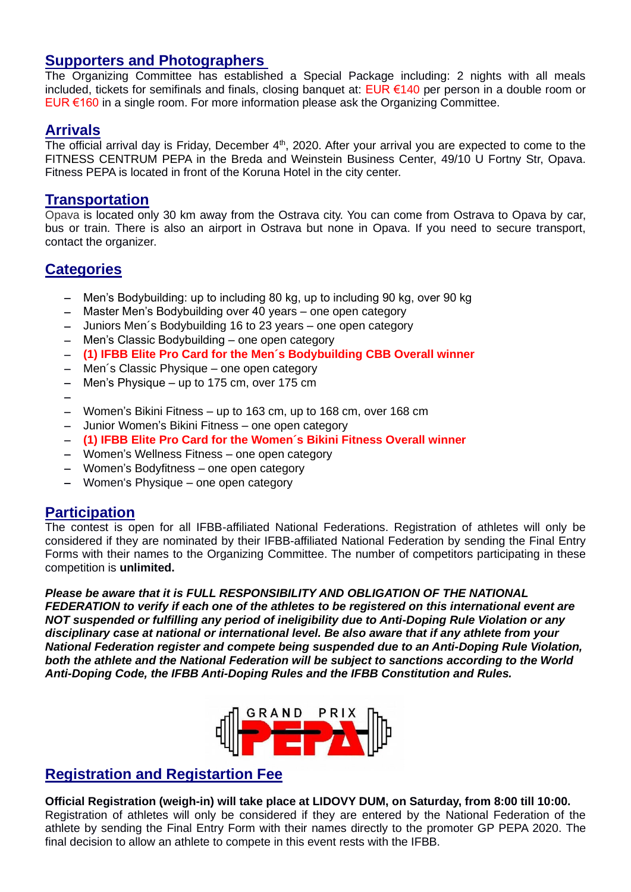## Supporters and Photographers

The Organizing Committee has established a Special Package including: 2 nights with all meals included, tickets for semifinals and finals, closing banquet at: EUR €140 per person in a double room or EUR €160 in a single room. For more information please ask the Organizing Committee.

## Arrivals

The official arrival day is Friday, December 4th, 2020. After your arrival you are expected to come to the FITNESS CENTRUM PEPA in the Breda and Weinstein Business Center, 49/10 U Fortny Str, Opava. Fitness PEPA is located in front of the Koruna Hotel in the city center.

## Transportation

Opava is located only 30 km away from the Ostrava city. You can come from Ostrava to Opava by car, bus or train. There is also an airport in Ostrava but none in Opava. If you need to secure transport, contact the organizer.

## Categories

- Men's Bodybuilding: up to including 80 kg, up to including 90 kg, over 90 kg
- Master Men's Bodybuilding over 40 years – one open category
- Juniors Men´s Bodybuilding 16 to 23 years – one open category
- Men's Classic Bodybuilding – one open category
- **(1) IFBB Elite Pro Card for the Men´s Bodybuilding CBB Overall winner**
- Men´s Classic Physique – one open category
- Men's Physique – up to 175 cm, over 175 cm
- 
- Women's Bikini Fitness – up to 163 cm, up to 168 cm, over 168 cm
- Junior Women's Bikini Fitness – one open category
- **(1) IFBB Elite Pro Card for the Women´s Bikini Fitness Overall winner**
- Women's Wellness Fitness – one open category
- Women's Bodyfitness – one open category
- Women's Physique – one open category

## Participation

The contest is open for all IFBB-affiliated National Federations. Registration of athletes will only be considered if they are nominated by their IFBB-affiliated National Federation by sending the Final Entry Forms with their names to the Organizing Committee. The number of competitors participating in these competition is **unlimited.**

***Please be aware that it is FULL RESPONSIBILITY AND OBLIGATION OF THE NATIONAL FEDERATION to verify if each one of the athletes to be registered on this international event are NOT suspended or fulfilling any period of ineligibility due to Anti-Doping Rule Violation or any disciplinary case at national or international level. Be also aware that if any athlete from your National Federation register and compete being suspended due to an Anti-Doping Rule Violation, both the athlete and the National Federation will be subject to sanctions according to the World Anti-Doping Code, the IFBB Anti-Doping Rules and the IFBB Constitution and Rules.***

GRAND PRIX PEPA

## Registration and Registartion Fee

**Official Registration (weigh-in) will take place at LIDOVY DUM, on Saturday, from 8:00 till 10:00.**
Registration of athletes will only be considered if they are entered by the National Federation of the athlete by sending the Final Entry Form with their names directly to the promoter GP PEPA 2020. The final decision to allow an athlete to compete in this event rests with the IFBB.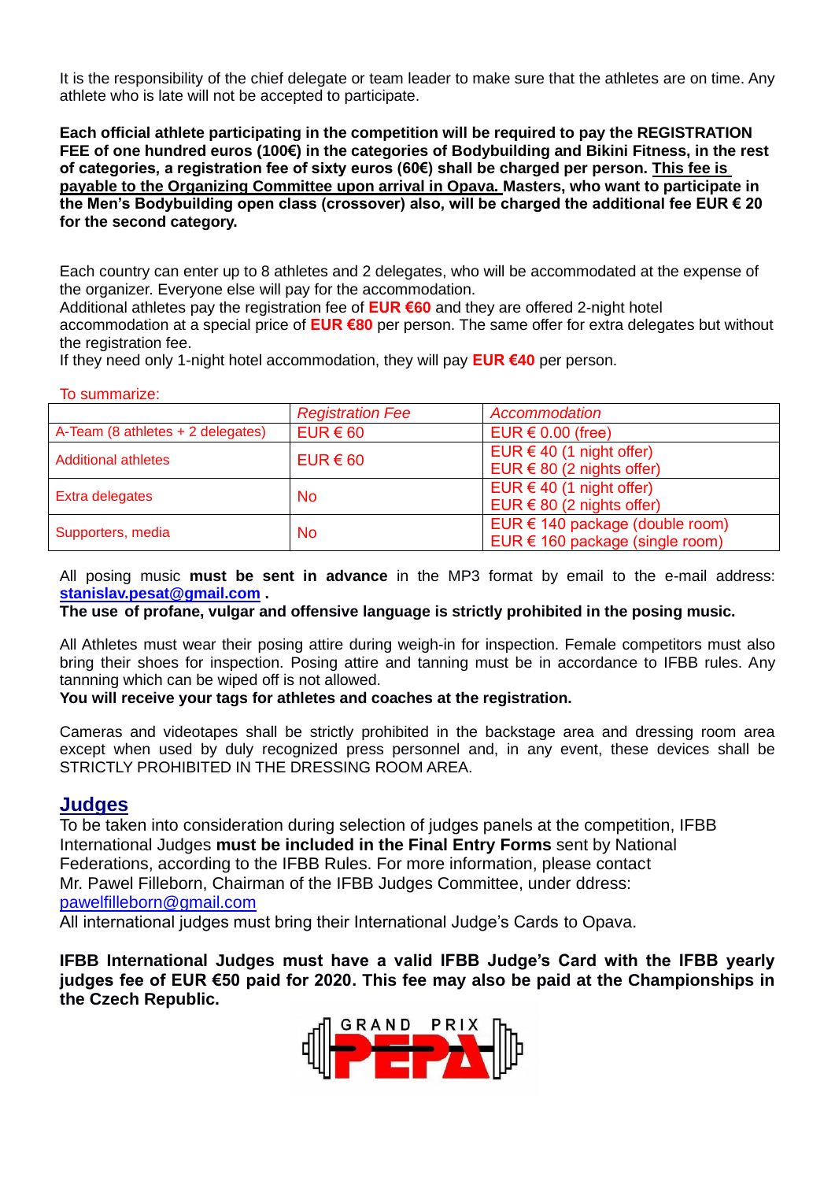It is the responsibility of the chief delegate or team leader to make sure that the athletes are on time. Any athlete who is late will not be accepted to participate.

**Each official athlete participating in the competition will be required to pay the REGISTRATION FEE of one hundred euros (100€) in the categories of Bodybuilding and Bikini Fitness, in the rest of categories, a registration fee of sixty euros (60€) shall be charged per person. <u>This fee is payable to the Organizing Committee upon arrival in Opava.</u> Masters, who want to participate in the Men's Bodybuilding open class (crossover) also, will be charged the additional fee EUR € 20 for the second category.**

Each country can enter up to 8 athletes and 2 delegates, who will be accommodated at the expense of the organizer. Everyone else will pay for the accommodation.
Additional athletes pay the registration fee of **EUR €60** and they are offered 2-night hotel accommodation at a special price of **EUR €80** per person. The same offer for extra delegates but without the registration fee.
If they need only 1-night hotel accommodation, they will pay **EUR €40** per person.

To summarize:

| | *Registration Fee* | *Accommodation* |
|---|---|---|
| A-Team (8 athletes + 2 delegates) | EUR € 60 | EUR € 0.00 (free) |
| Additional athletes | EUR € 60 | EUR € 40 (1 night offer)<br>EUR € 80 (2 nights offer) |
| Extra delegates | No | EUR € 40 (1 night offer)<br>EUR € 80 (2 nights offer) |
| Supporters, media | No | EUR € 140 package (double room)<br>EUR € 160 package (single room) |

All posing music **must be sent in advance** in the MP3 format by email to the e-mail address: **stanislav.pesat@gmail.com .**
**The use of profane, vulgar and offensive language is strictly prohibited in the posing music.**

All Athletes must wear their posing attire during weigh-in for inspection. Female competitors must also bring their shoes for inspection. Posing attire and tanning must be in accordance to IFBB rules. Any tannning which can be wiped off is not allowed.
**You will receive your tags for athletes and coaches at the registration.**

Cameras and videotapes shall be strictly prohibited in the backstage area and dressing room area except when used by duly recognized press personnel and, in any event, these devices shall be STRICTLY PROHIBITED IN THE DRESSING ROOM AREA.

## Judges

To be taken into consideration during selection of judges panels at the competition, IFBB International Judges **must be included in the Final Entry Forms** sent by National Federations, according to the IFBB Rules. For more information, please contact Mr. Pawel Filleborn, Chairman of the IFBB Judges Committee, under ddress: pawelfilleborn@gmail.com
All international judges must bring their International Judge's Cards to Opava.

**IFBB International Judges must have a valid IFBB Judge's Card with the IFBB yearly judges fee of EUR €50 paid for 2020. This fee may also be paid at the Championships in the Czech Republic.**

GRAND PRIX PEPA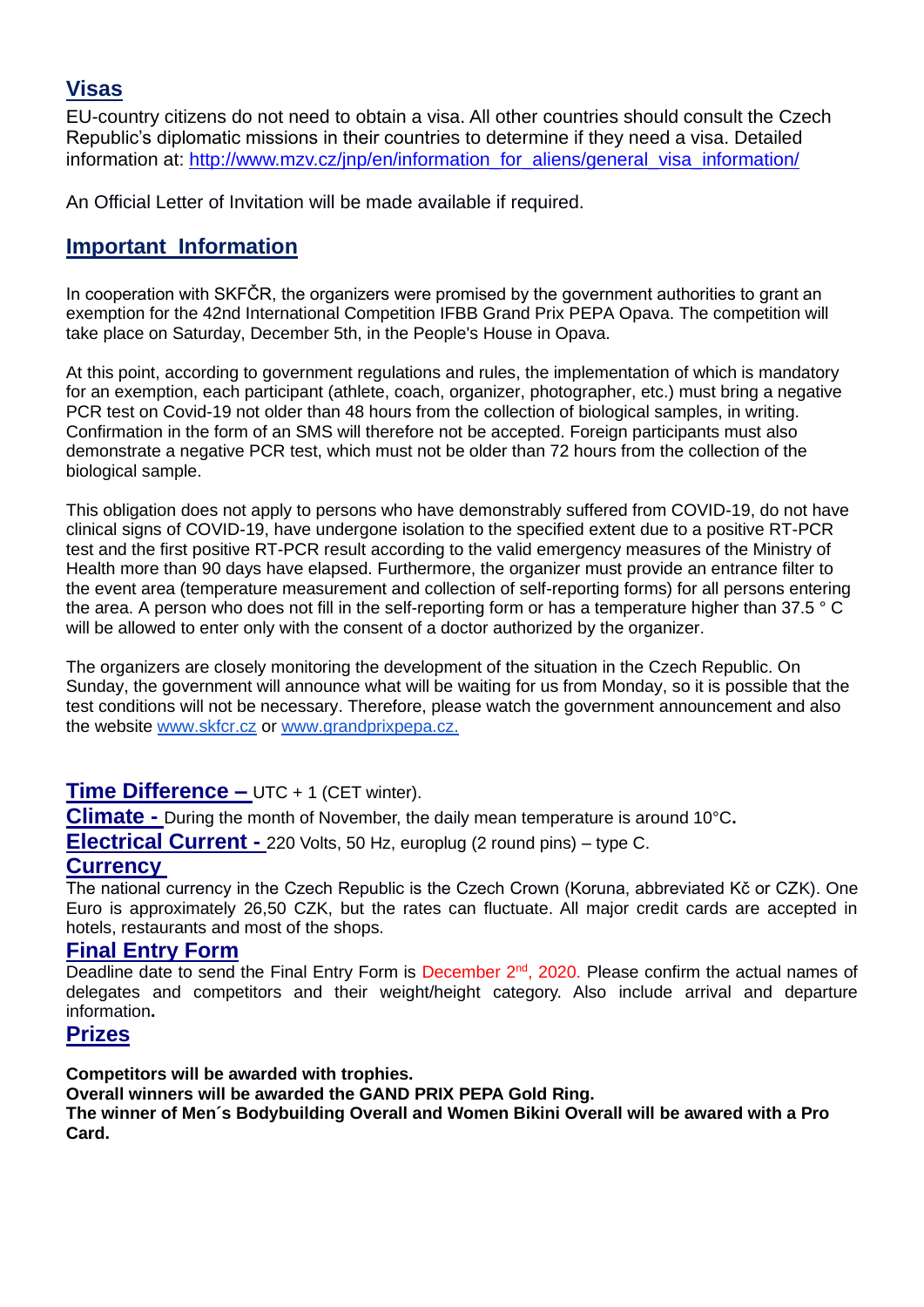## Visas

EU-country citizens do not need to obtain a visa. All other countries should consult the Czech Republic's diplomatic missions in their countries to determine if they need a visa. Detailed information at: http://www.mzv.cz/jnp/en/information_for_aliens/general_visa_information/

An Official Letter of Invitation will be made available if required.

## Important Information

In cooperation with SKFČR, the organizers were promised by the government authorities to grant an exemption for the 42nd International Competition IFBB Grand Prix PEPA Opava. The competition will take place on Saturday, December 5th, in the People's House in Opava.

At this point, according to government regulations and rules, the implementation of which is mandatory for an exemption, each participant (athlete, coach, organizer, photographer, etc.) must bring a negative PCR test on Covid-19 not older than 48 hours from the collection of biological samples, in writing. Confirmation in the form of an SMS will therefore not be accepted. Foreign participants must also demonstrate a negative PCR test, which must not be older than 72 hours from the collection of the biological sample.

This obligation does not apply to persons who have demonstrably suffered from COVID-19, do not have clinical signs of COVID-19, have undergone isolation to the specified extent due to a positive RT-PCR test and the first positive RT-PCR result according to the valid emergency measures of the Ministry of Health more than 90 days have elapsed. Furthermore, the organizer must provide an entrance filter to the event area (temperature measurement and collection of self-reporting forms) for all persons entering the area. A person who does not fill in the self-reporting form or has a temperature higher than 37.5 ° C will be allowed to enter only with the consent of a doctor authorized by the organizer.

The organizers are closely monitoring the development of the situation in the Czech Republic. On Sunday, the government will announce what will be waiting for us from Monday, so it is possible that the test conditions will not be necessary. Therefore, please watch the government announcement and also the website www.skfcr.cz or www.grandprixpepa.cz.

**Time Difference –** UTC + 1 (CET winter).

**Climate -** During the month of November, the daily mean temperature is around 10°C**.**

**Electrical Current -** 220 Volts, 50 Hz, europlug (2 round pins) – type C.

## Currency

The national currency in the Czech Republic is the Czech Crown (Koruna, abbreviated Kč or CZK). One Euro is approximately 26,50 CZK, but the rates can fluctuate. All major credit cards are accepted in hotels, restaurants and most of the shops.

## Final Entry Form

Deadline date to send the Final Entry Form is December 2nd, 2020. Please confirm the actual names of delegates and competitors and their weight/height category. Also include arrival and departure information**.**

## Prizes

**Competitors will be awarded with trophies.**
**Overall winners will be awarded the GAND PRIX PEPA Gold Ring.**
**The winner of Men´s Bodybuilding Overall and Women Bikini Overall will be awared with a Pro Card.**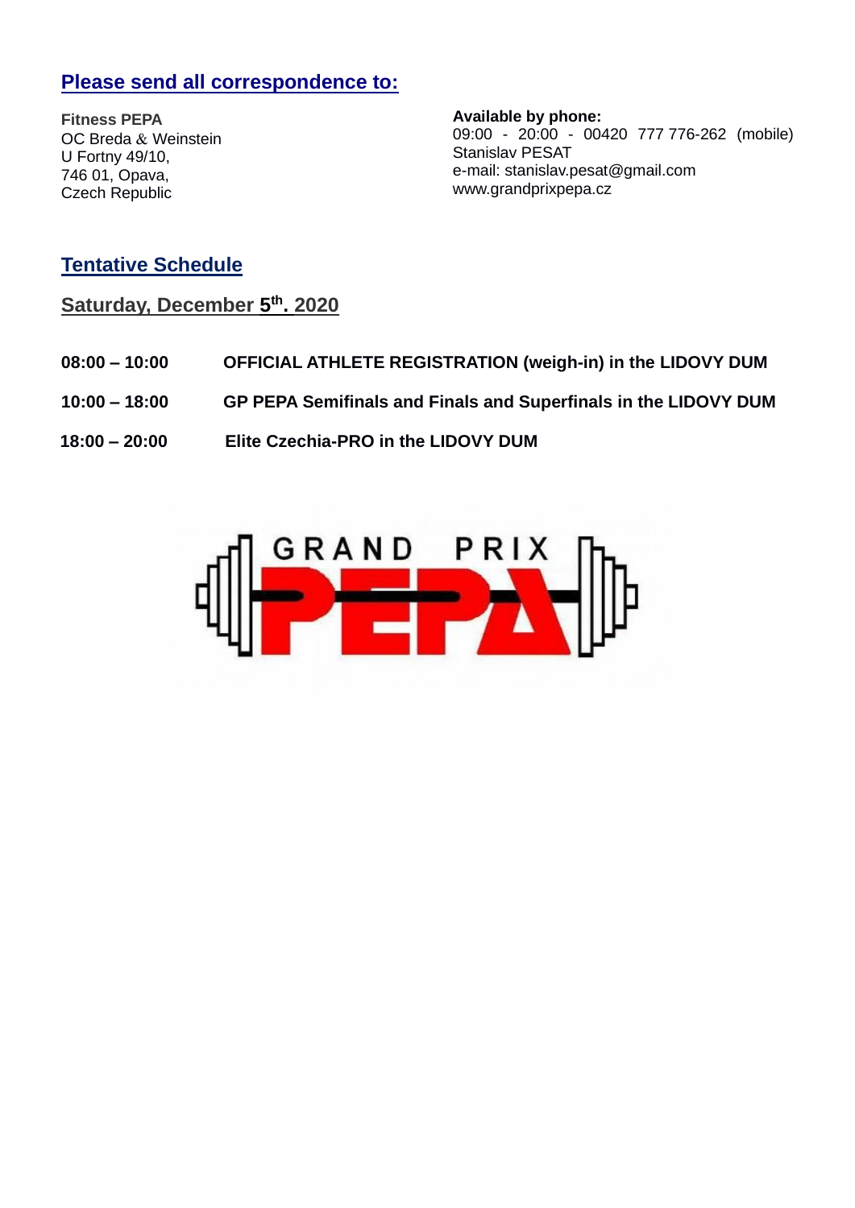## Please send all correspondence to:

**Fitness PEPA**
OC Breda & Weinstein
U Fortny 49/10,
746 01, Opava,
Czech Republic

**Available by phone:**
09:00 - 20:00 - 00420 777 776-262 (mobile)
Stanislav PESAT
e-mail: stanislav.pesat@gmail.com
www.grandprixpepa.cz

## Tentative Schedule

### Saturday, December 5th. 2020

**08:00 – 10:00** **OFFICIAL ATHLETE REGISTRATION (weigh-in) in the LIDOVY DUM**

**10:00 – 18:00** **GP PEPA Semifinals and Finals and Superfinals in the LIDOVY DUM**

**18:00 – 20:00** **Elite Czechia-PRO in the LIDOVY DUM**

GRAND PRIX PEPA